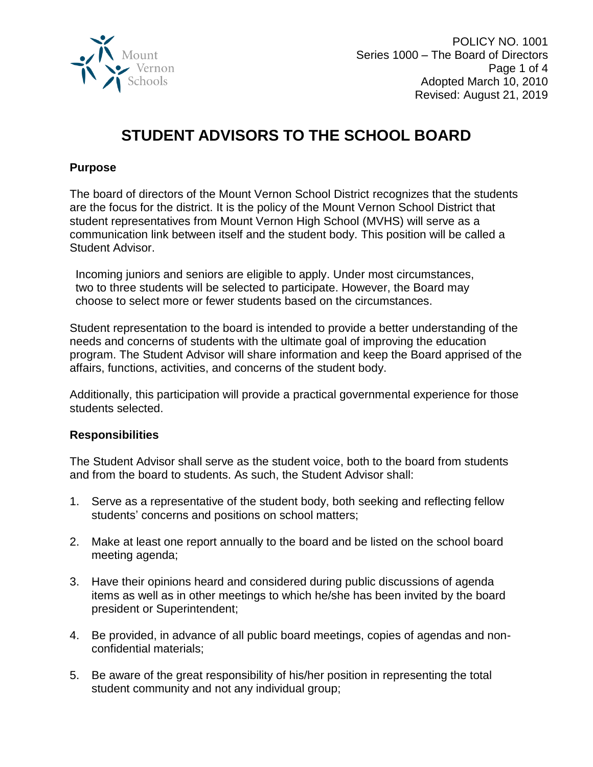POLICY NO. 1001
Series 1000 – The Board of Directors
Adopted March 10, 2010
Revised: August 21, 2019

# STUDENT ADVISORS TO THE SCHOOL BOARD

## Purpose

The board of directors of the Mount Vernon School District recognizes that the students are the focus for the district. It is the policy of the Mount Vernon School District that student representatives from Mount Vernon High School (MVHS) will serve as a communication link between itself and the student body. This position will be called a Student Advisor.

Incoming juniors and seniors are eligible to apply. Under most circumstances, two to three students will be selected to participate. However, the Board may choose to select more or fewer students based on the circumstances.

Student representation to the board is intended to provide a better understanding of the needs and concerns of students with the ultimate goal of improving the education program. The Student Advisor will share information and keep the Board apprised of the affairs, functions, activities, and concerns of the student body.

Additionally, this participation will provide a practical governmental experience for those students selected.

## Responsibilities

The Student Advisor shall serve as the student voice, both to the board from students and from the board to students. As such, the Student Advisor shall:

1. Serve as a representative of the student body, both seeking and reflecting fellow students' concerns and positions on school matters;
2. Make at least one report annually to the board and be listed on the school board meeting agenda;
3. Have their opinions heard and considered during public discussions of agenda items as well as in other meetings to which he/she has been invited by the board president or Superintendent;
4. Be provided, in advance of all public board meetings, copies of agendas and non-confidential materials;
5. Be aware of the great responsibility of his/her position in representing the total student community and not any individual group;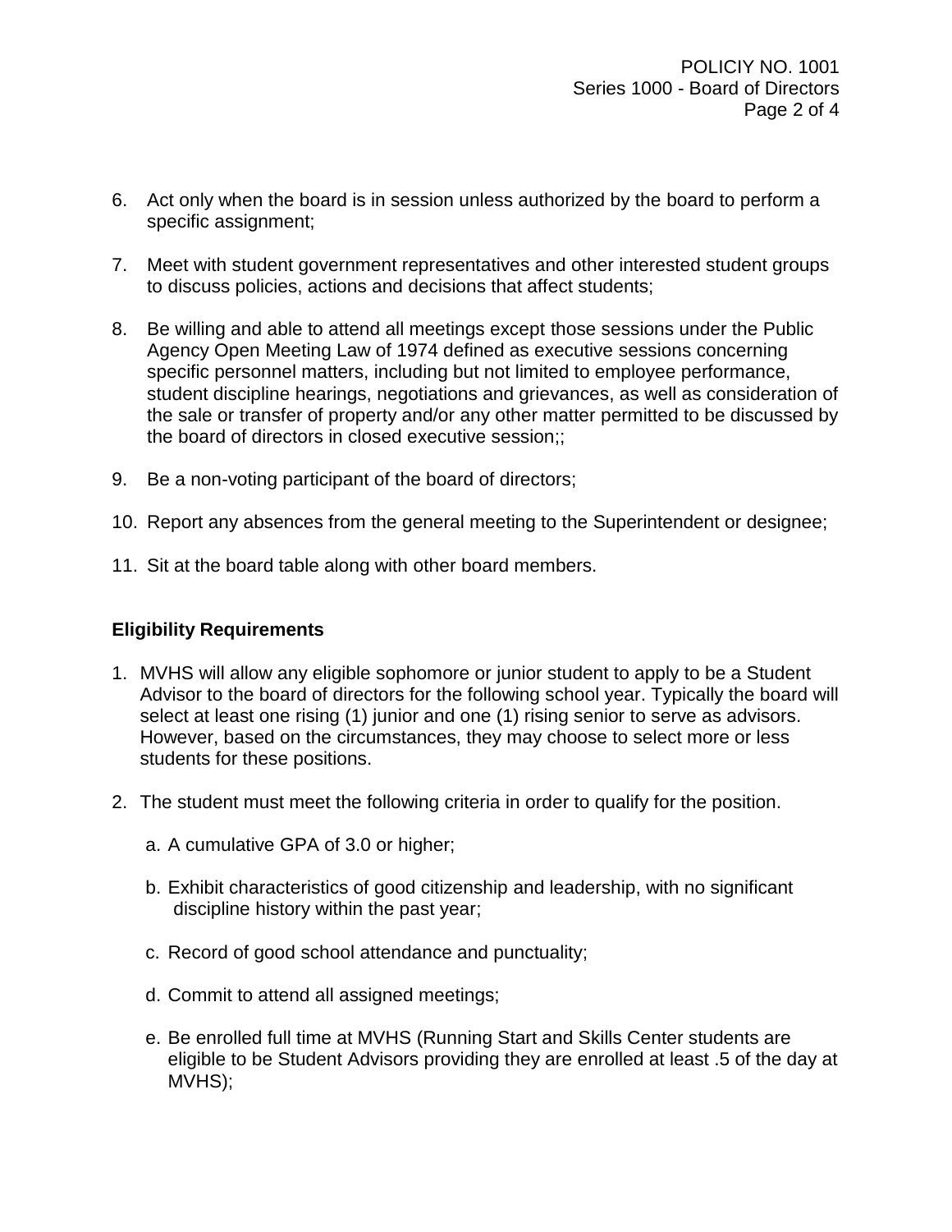6. Act only when the board is in session unless authorized by the board to perform a specific assignment;

7. Meet with student government representatives and other interested student groups to discuss policies, actions and decisions that affect students;

8. Be willing and able to attend all meetings except those sessions under the Public Agency Open Meeting Law of 1974 defined as executive sessions concerning specific personnel matters, including but not limited to employee performance, student discipline hearings, negotiations and grievances, as well as consideration of the sale or transfer of property and/or any other matter permitted to be discussed by the board of directors in closed executive session;;

9. Be a non-voting participant of the board of directors;

10. Report any absences from the general meeting to the Superintendent or designee;

11. Sit at the board table along with other board members.

**Eligibility Requirements**

1. MVHS will allow any eligible sophomore or junior student to apply to be a Student Advisor to the board of directors for the following school year. Typically the board will select at least one rising (1) junior and one (1) rising senior to serve as advisors. However, based on the circumstances, they may choose to select more or less students for these positions.

2. The student must meet the following criteria in order to qualify for the position.

   a. A cumulative GPA of 3.0 or higher;

   b. Exhibit characteristics of good citizenship and leadership, with no significant discipline history within the past year;

   c. Record of good school attendance and punctuality;

   d. Commit to attend all assigned meetings;

   e. Be enrolled full time at MVHS (Running Start and Skills Center students are eligible to be Student Advisors providing they are enrolled at least .5 of the day at MVHS);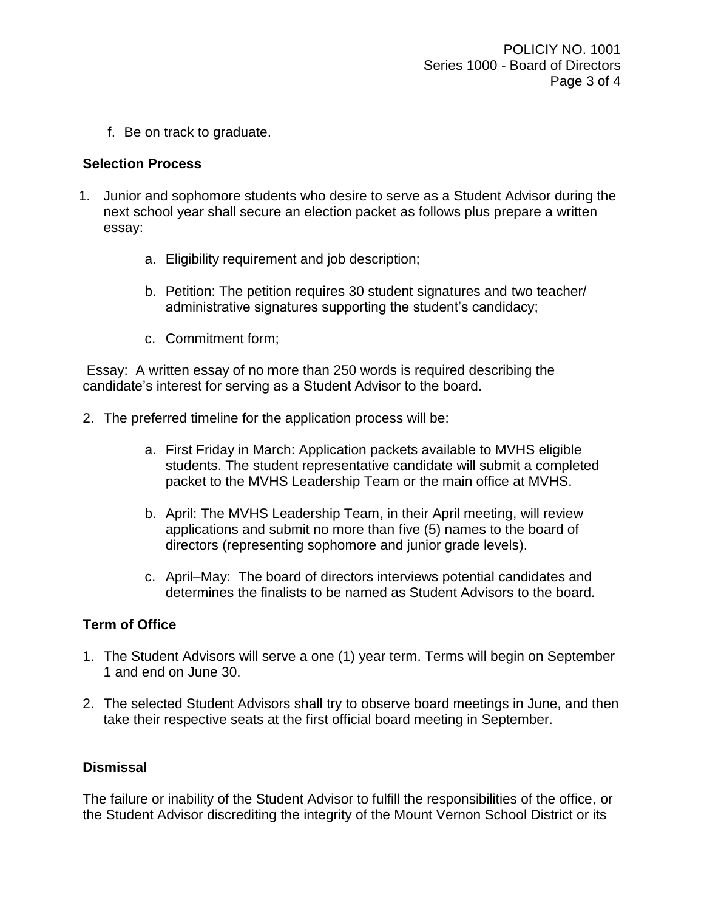f. Be on track to graduate.

**Selection Process**

1. Junior and sophomore students who desire to serve as a Student Advisor during the next school year shall secure an election packet as follows plus prepare a written essay:

    a. Eligibility requirement and job description;

    b. Petition: The petition requires 30 student signatures and two teacher/ administrative signatures supporting the student's candidacy;

    c. Commitment form;

Essay: A written essay of no more than 250 words is required describing the candidate's interest for serving as a Student Advisor to the board.

2. The preferred timeline for the application process will be:

    a. First Friday in March: Application packets available to MVHS eligible students. The student representative candidate will submit a completed packet to the MVHS Leadership Team or the main office at MVHS.

    b. April: The MVHS Leadership Team, in their April meeting, will review applications and submit no more than five (5) names to the board of directors (representing sophomore and junior grade levels).

    c. April–May: The board of directors interviews potential candidates and determines the finalists to be named as Student Advisors to the board.

**Term of Office**

1. The Student Advisors will serve a one (1) year term. Terms will begin on September 1 and end on June 30.

2. The selected Student Advisors shall try to observe board meetings in June, and then take their respective seats at the first official board meeting in September.

**Dismissal**

The failure or inability of the Student Advisor to fulfill the responsibilities of the office, or the Student Advisor discrediting the integrity of the Mount Vernon School District or its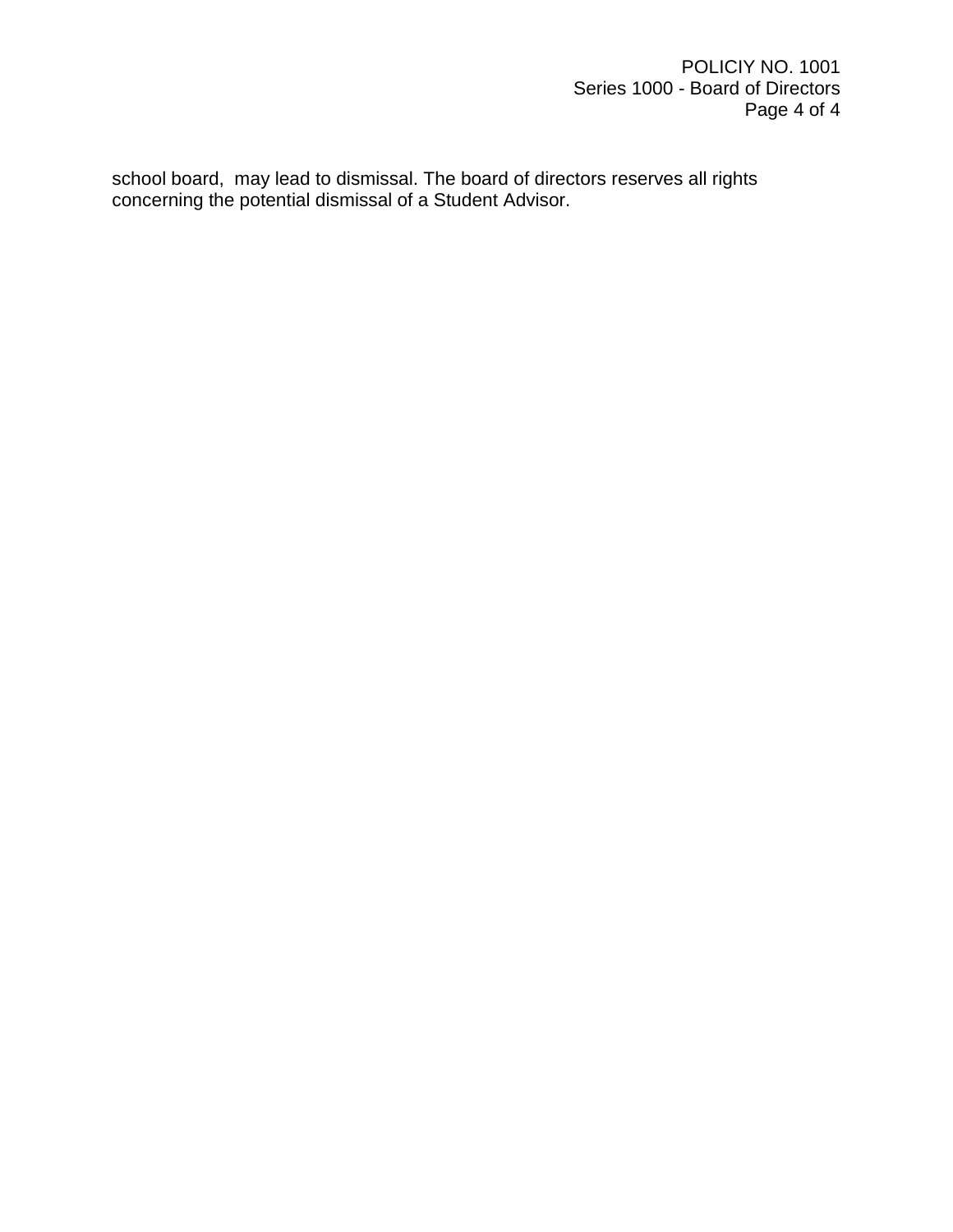school board, may lead to dismissal. The board of directors reserves all rights concerning the potential dismissal of a Student Advisor.